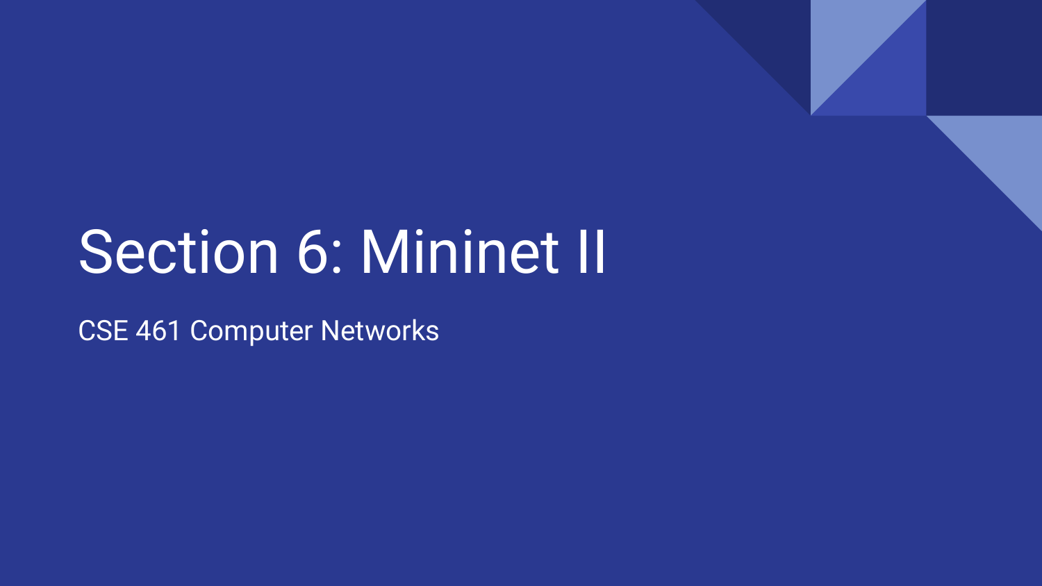# Section 6: Mininet II

CSE 461 Computer Networks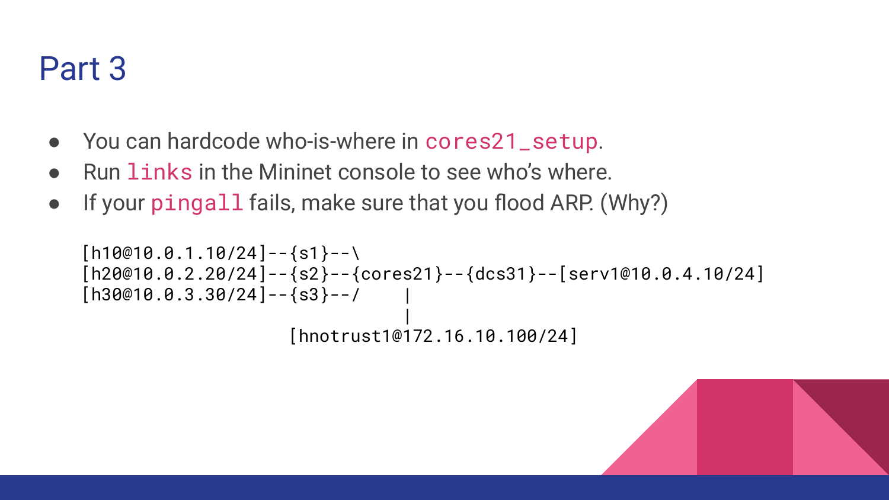# Part 3

- You can hardcode who-is-where in `cores21_setup`.
- Run `links` in the Mininet console to see who's where.
- If your `pingall` fails, make sure that you flood ARP. (Why?)

```
[h10@10.0.1.10/24]--{s1}--\
[h20@10.0.2.20/24]--{s2}--{cores21}--{dcs31}--[serv1@10.0.4.10/24]
[h30@10.0.3.30/24]--{s3}--/    |
                               |
                  [hnotrust1@172.16.10.100/24]
```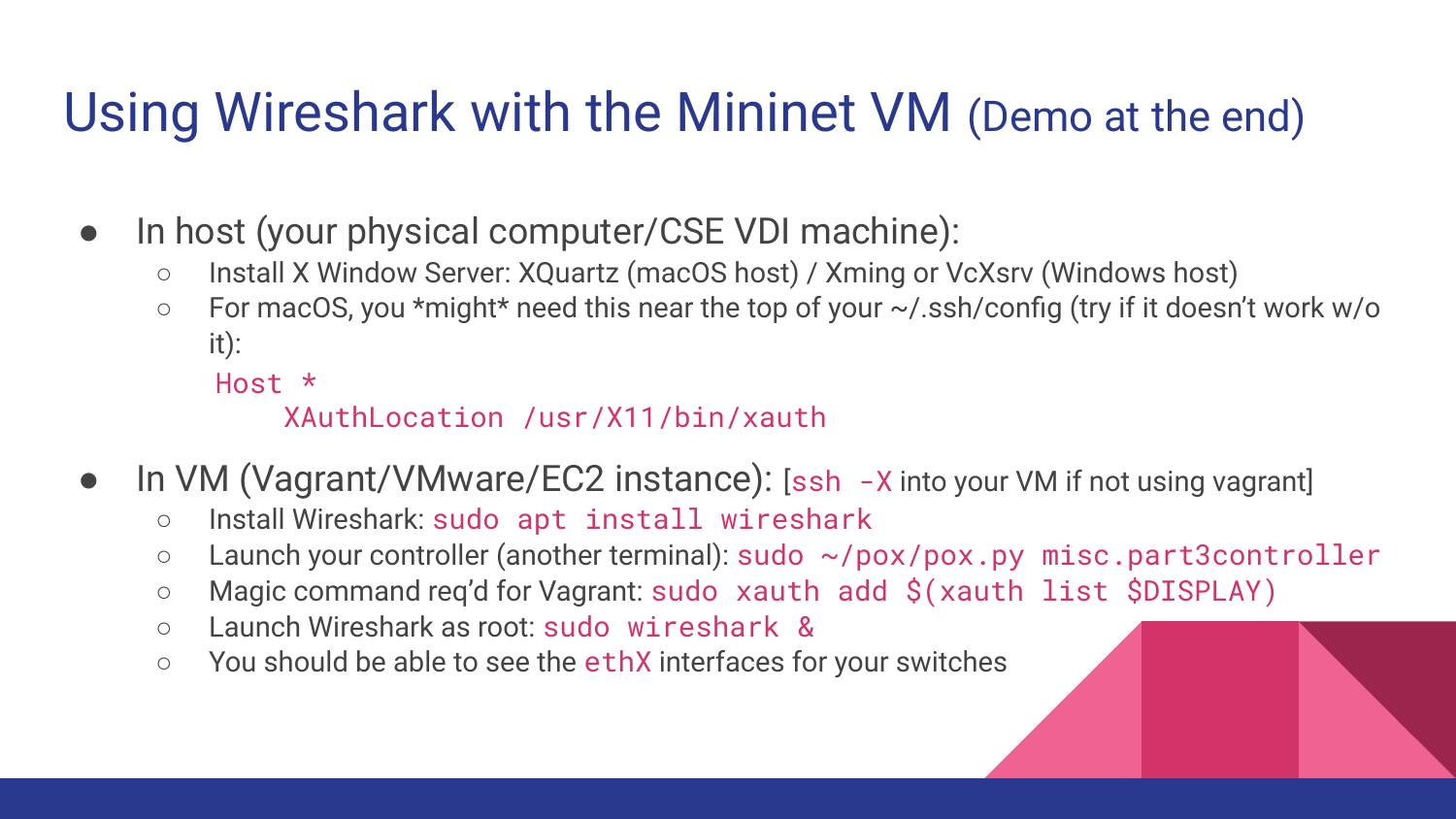# Using Wireshark with the Mininet VM (Demo at the end)

- In host (your physical computer/CSE VDI machine):
  - Install X Window Server: XQuartz (macOS host) / Xming or VcXsrv (Windows host)
  - For macOS, you *might* need this near the top of your ~/.ssh/config (try if it doesn't work w/o it):

    ```
    Host *
        XAuthLocation /usr/X11/bin/xauth
    ```

- In VM (Vagrant/VMware/EC2 instance): [`ssh -X` into your VM if not using vagrant]
  - Install Wireshark: `sudo apt install wireshark`
  - Launch your controller (another terminal): `sudo ~/pox/pox.py misc.part3controller`
  - Magic command req'd for Vagrant: `sudo xauth add $(xauth list $DISPLAY)`
  - Launch Wireshark as root: `sudo wireshark &`
  - You should be able to see the `ethX` interfaces for your switches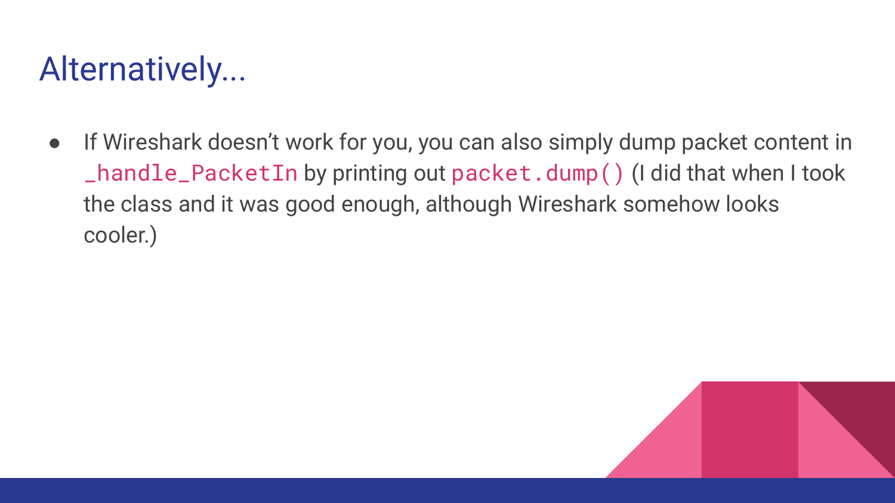# Alternatively...

- If Wireshark doesn't work for you, you can also simply dump packet content in `_handle_PacketIn` by printing out `packet.dump()` (I did that when I took the class and it was good enough, although Wireshark somehow looks cooler.)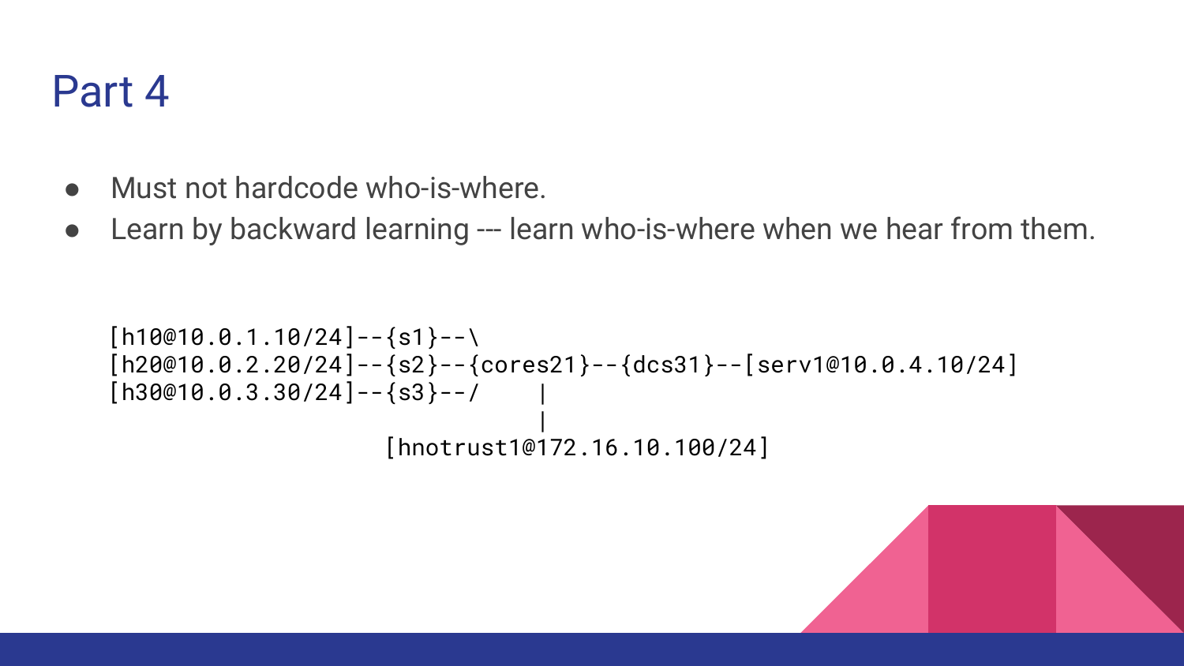# Part 4

- Must not hardcode who-is-where.
- Learn by backward learning --- learn who-is-where when we hear from them.

```
[h10@10.0.1.10/24]--{s1}--\
[h20@10.0.2.20/24]--{s2}--{cores21}--{dcs31}--[serv1@10.0.4.10/24]
[h30@10.0.3.30/24]--{s3}--/    |
                               |
                    [hnotrust1@172.16.10.100/24]
```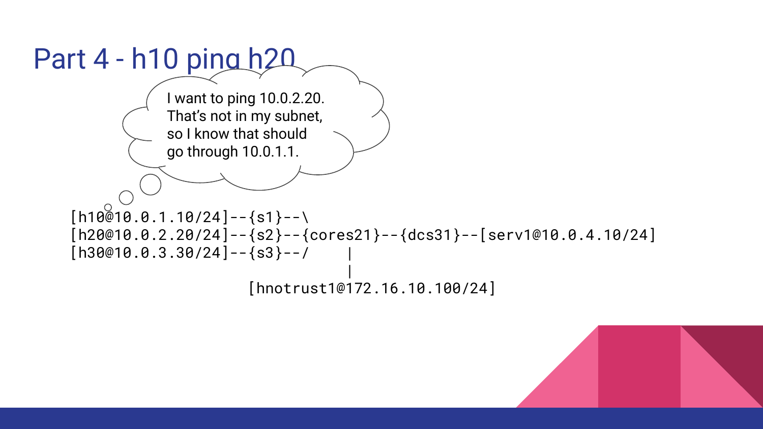# Part 4 - h10 ping h20

I want to ping 10.0.2.20. That's not in my subnet, so I know that should go through 10.0.1.1.

```
[h10@10.0.1.10/24]--{s1}--\
[h20@10.0.2.20/24]--{s2}--{cores21}--{dcs31}--[serv1@10.0.4.10/24]
[h30@10.0.3.30/24]--{s3}--/     |
                                |
                    [hnotrust1@172.16.10.100/24]
```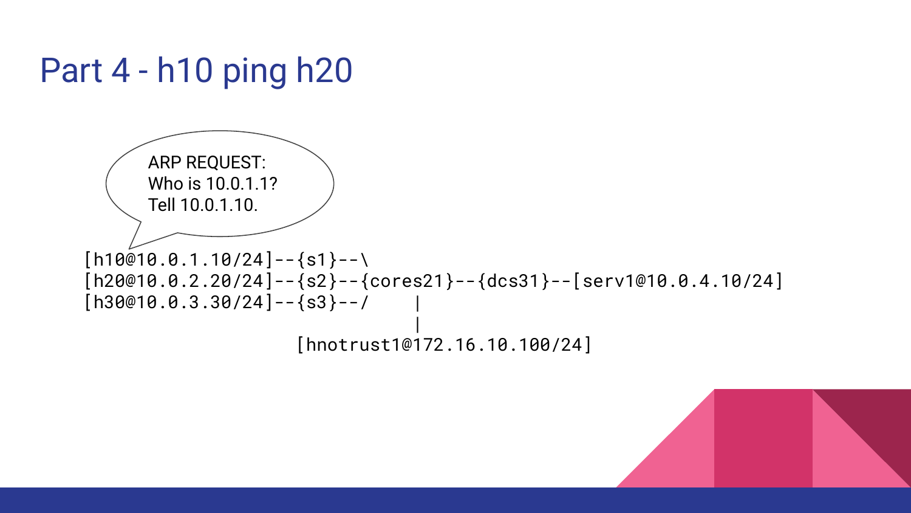# Part 4 - h10 ping h20

ARP REQUEST:
Who is 10.0.1.1?
Tell 10.0.1.10.

```
[h10@10.0.1.10/24]--{s1}--\
[h20@10.0.2.20/24]--{s2}--{cores21}--{dcs31}--[serv1@10.0.4.10/24]
[h30@10.0.3.30/24]--{s3}--/     |
                                |
                      [hnotrust1@172.16.10.100/24]
```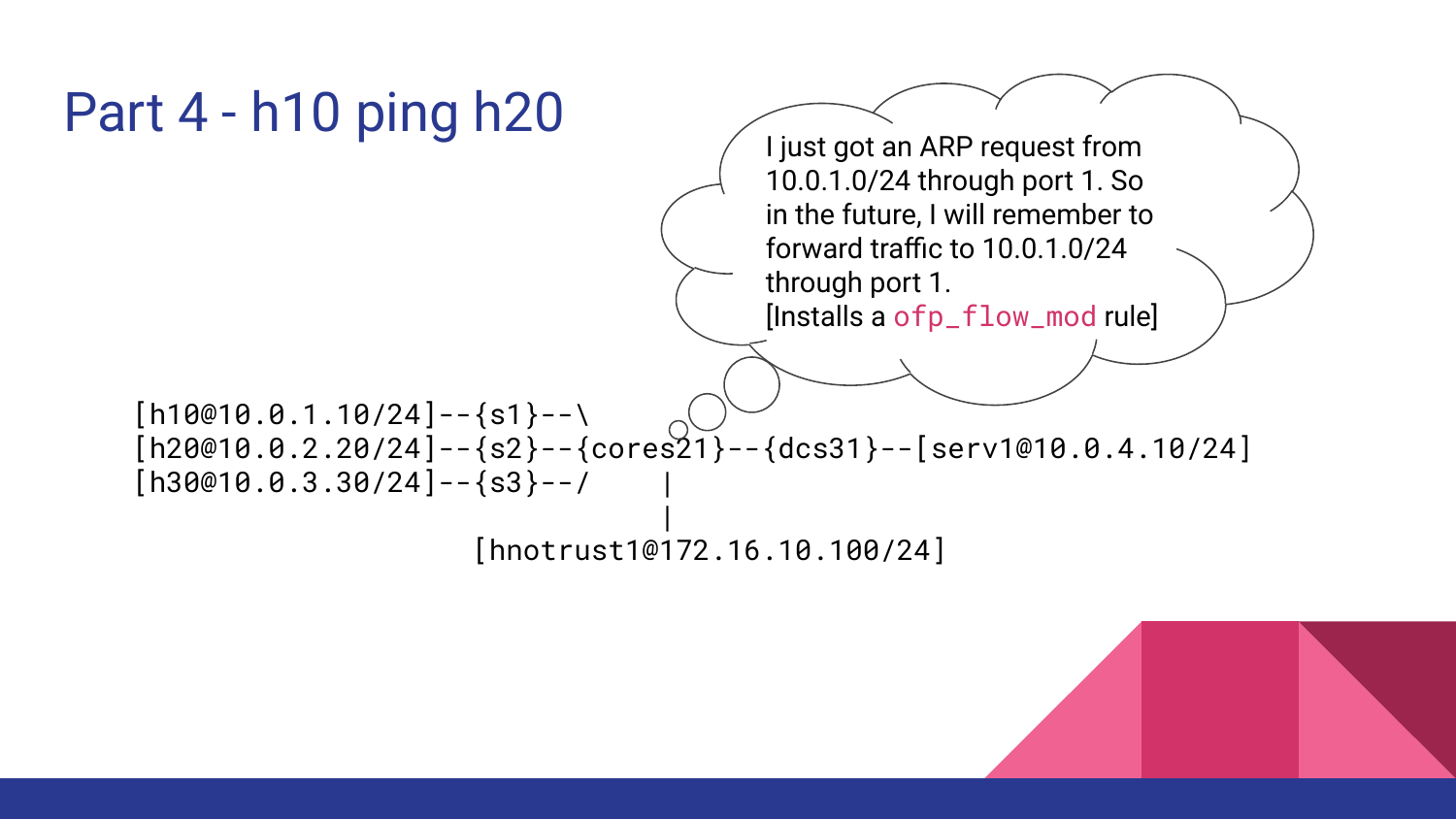# Part 4 - h10 ping h20

I just got an ARP request from 10.0.1.0/24 through port 1. So in the future, I will remember to forward traffic to 10.0.1.0/24 through port 1.
[Installs a `ofp_flow_mod` rule]

```
[h10@10.0.1.10/24]--{s1}--\
[h20@10.0.2.20/24]--{s2}--{cores21}--{dcs31}--[serv1@10.0.4.10/24]
[h30@10.0.3.30/24]--{s3}--/    |
                               |
                    [hnotrust1@172.16.10.100/24]
```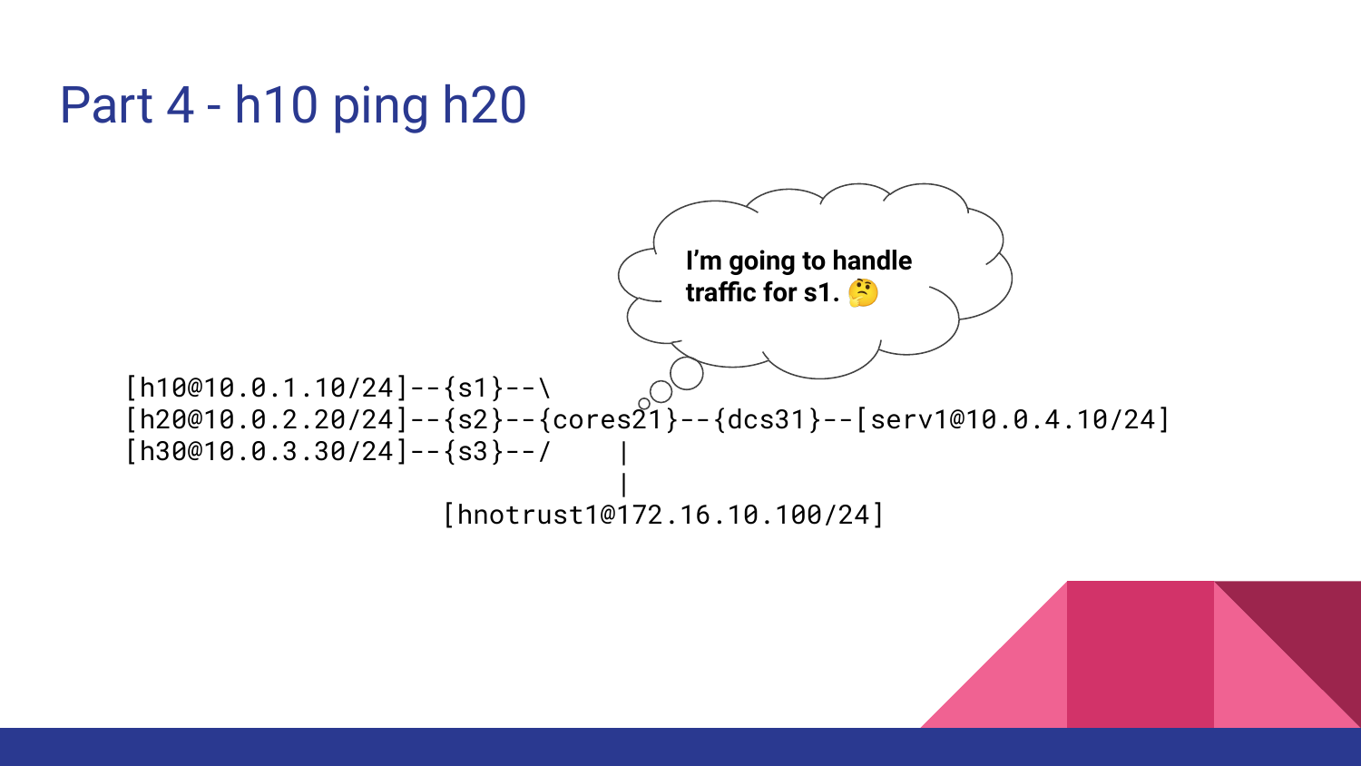# Part 4 - h10 ping h20

I'm going to handle traffic for s1. 🤔

```
[h10@10.0.1.10/24]--{s1}--\
[h20@10.0.2.20/24]--{s2}--{cores21}--{dcs31}--[serv1@10.0.4.10/24]
[h30@10.0.3.30/24]--{s3}--/     |
                                |
                    [hnotrust1@172.16.10.100/24]
```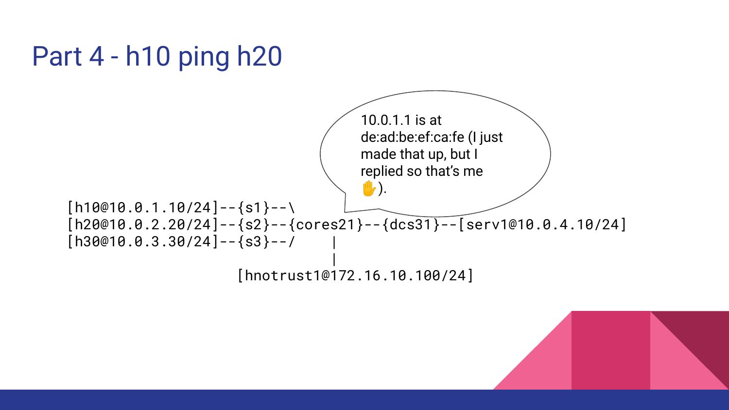# Part 4 - h10 ping h20

10.0.1.1 is at de:ad:be:ef:ca:fe (I just made that up, but I replied so that's me ✋).

```
[h10@10.0.1.10/24]--{s1}--\
[h20@10.0.2.20/24]--{s2}--{cores21}--{dcs31}--[serv1@10.0.4.10/24]
[h30@10.0.3.30/24]--{s3}--/     |
                                |
                     [hnotrust1@172.16.10.100/24]
```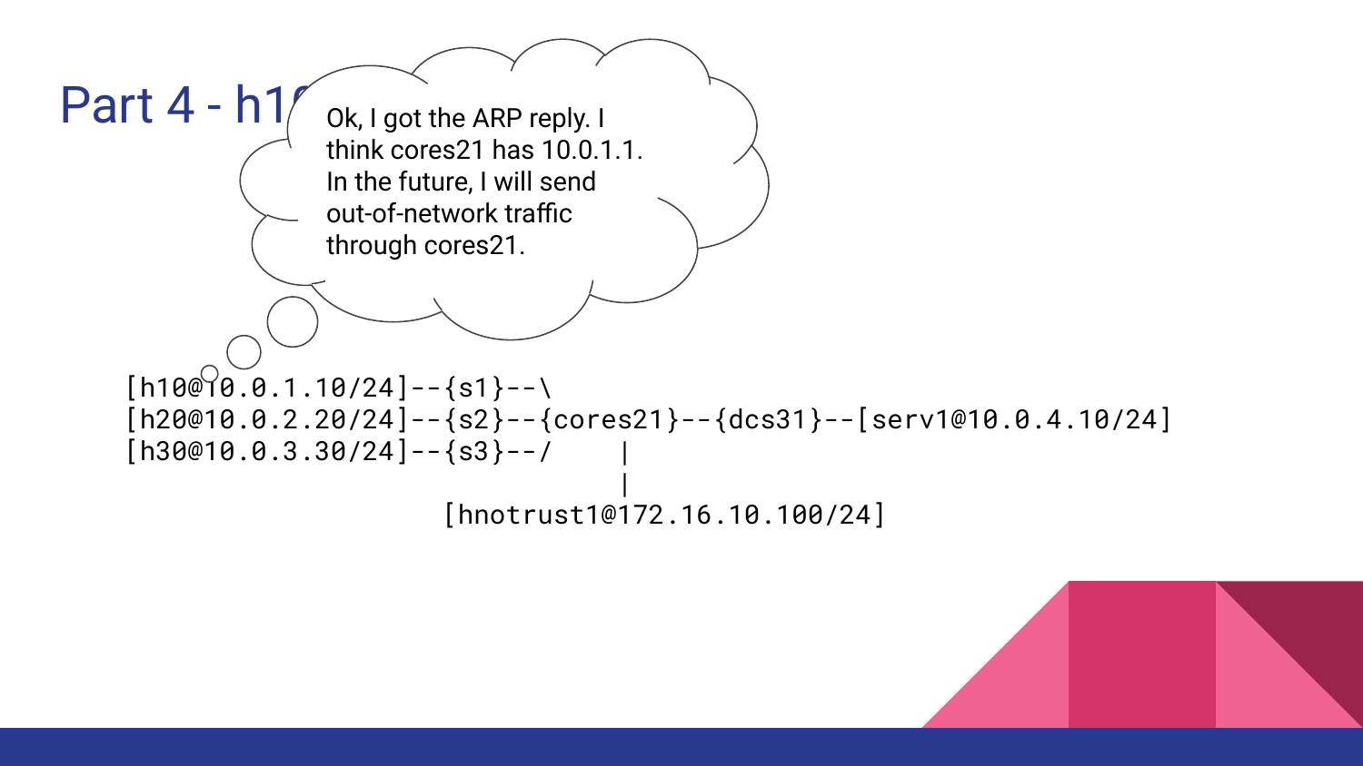# Part 4 - h1(

Ok, I got the ARP reply. I think cores21 has 10.0.1.1. In the future, I will send out-of-network traffic through cores21.

```
[h10@10.0.1.10/24]--{s1}--\
[h20@10.0.2.20/24]--{s2}--{cores21}--{dcs31}--[serv1@10.0.4.10/24]
[h30@10.0.3.30/24]--{s3}--/     |
                                |
                   [hnotrust1@172.16.10.100/24]
```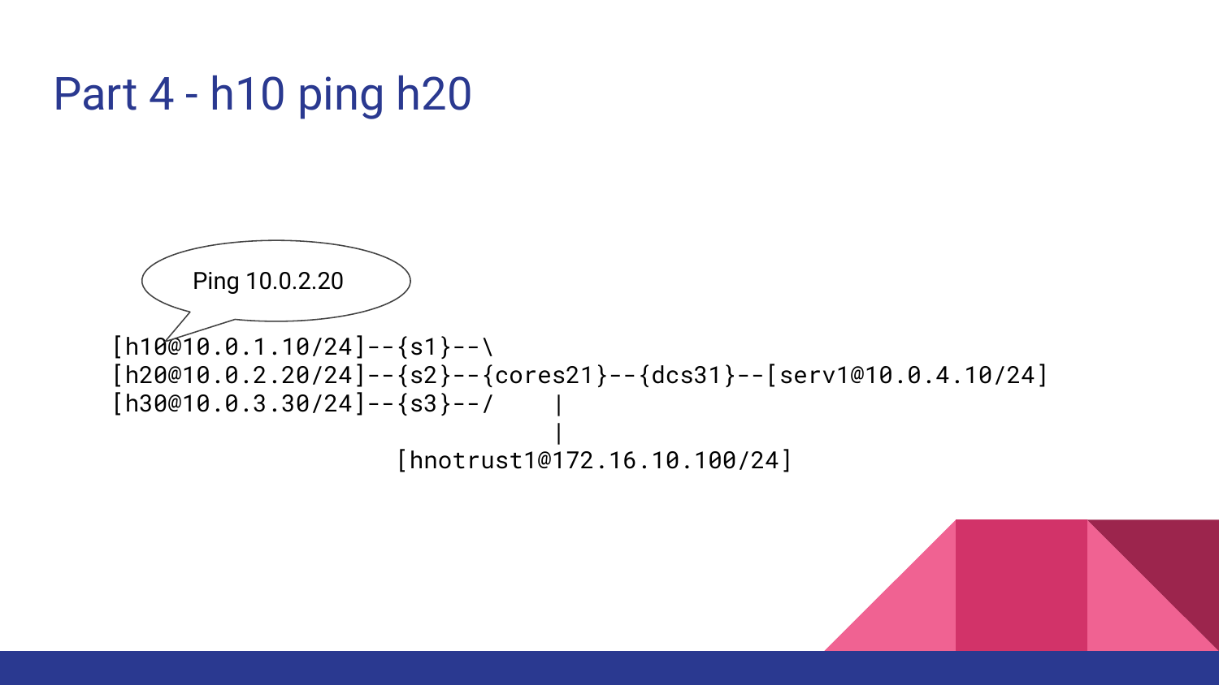# Part 4 - h10 ping h20

Ping 10.0.2.20

```
[h10@10.0.1.10/24]--{s1}--\
[h20@10.0.2.20/24]--{s2}--{cores21}--{dcs31}--[serv1@10.0.4.10/24]
[h30@10.0.3.30/24]--{s3}--/    |
                               |
                      [hnotrust1@172.16.10.100/24]
```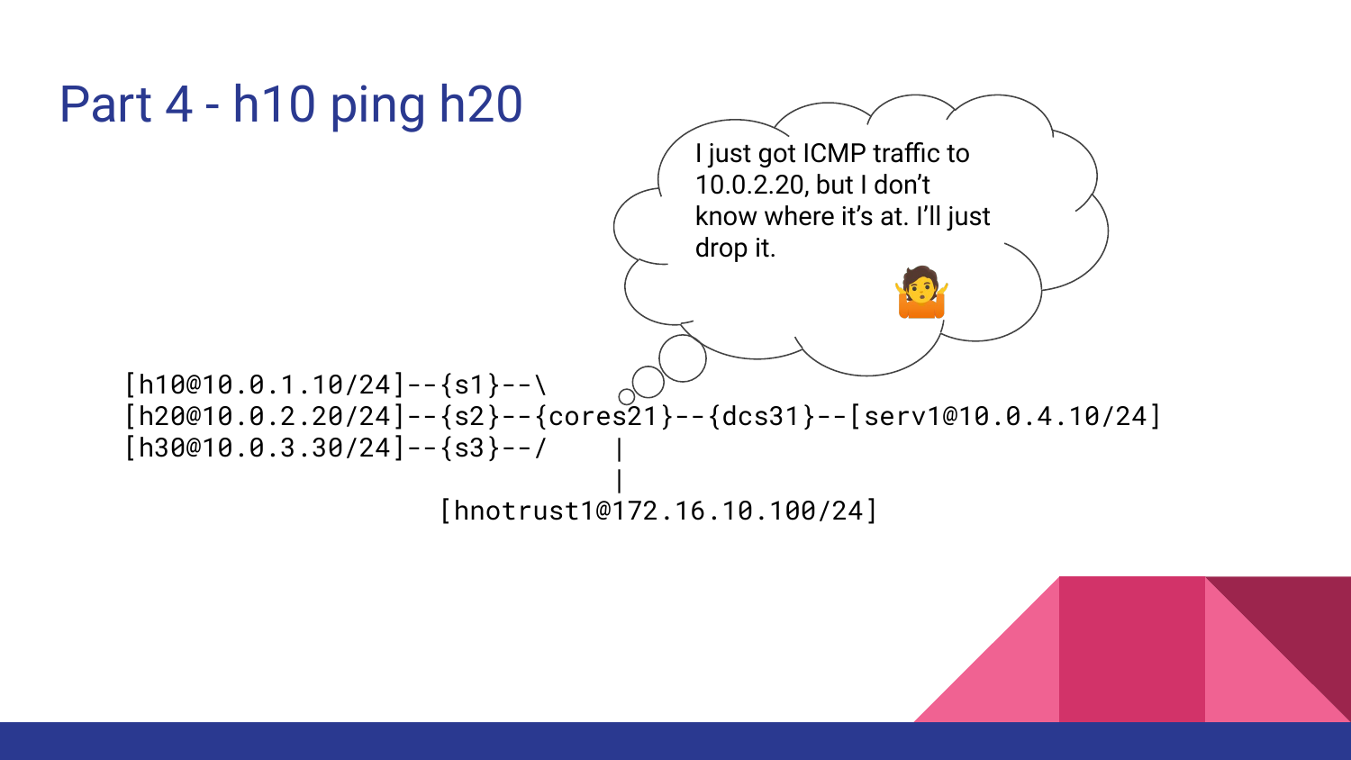# Part 4 - h10 ping h20

I just got ICMP traffic to 10.0.2.20, but I don't know where it's at. I'll just drop it. 🤷

```
[h10@10.0.1.10/24]--{s1}--\
[h20@10.0.2.20/24]--{s2}--{cores21}--{dcs31}--[serv1@10.0.4.10/24]
[h30@10.0.3.30/24]--{s3}--/     |
                                |
                      [hnotrust1@172.16.10.100/24]
```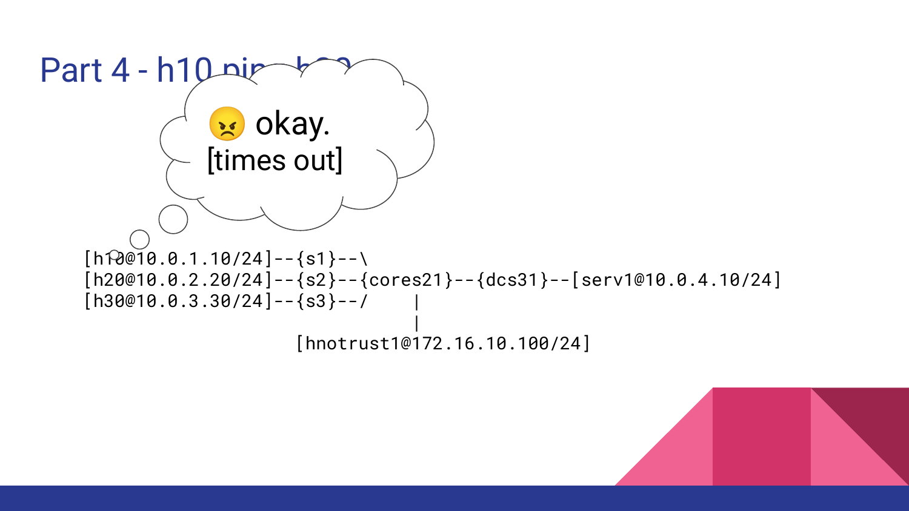# Part 4 - h10 ping h20

😠 okay.
[times out]

```
[h10@10.0.1.10/24]--{s1}--\
[h20@10.0.2.20/24]--{s2}--{cores21}--{dcs31}--[serv1@10.0.4.10/24]
[h30@10.0.3.30/24]--{s3}--/     |
                                |
                    [hnotrust1@172.16.10.100/24]
```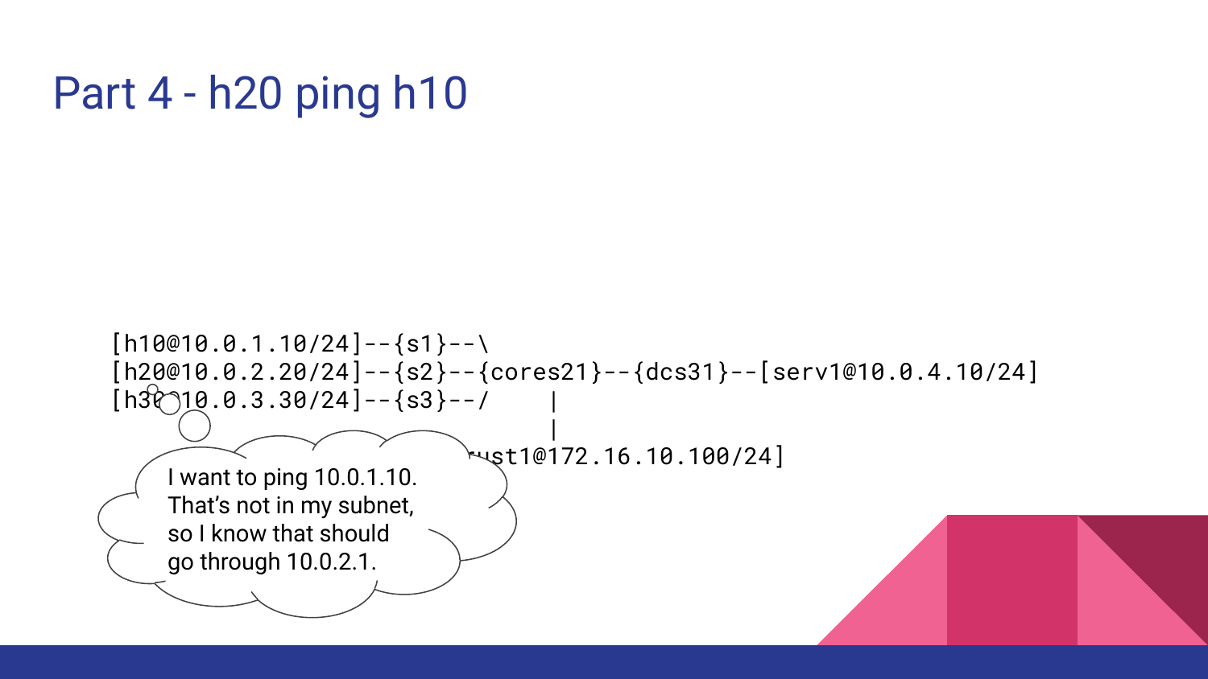# Part 4 - h20 ping h10

```
[h10@10.0.1.10/24]--{s1}--\
[h20@10.0.2.20/24]--{s2}--{cores21}--{dcs31}--[serv1@10.0.4.10/24]
[h30@10.0.3.30/24]--{s3}--/    |
                               |
                     [cust1@172.16.10.100/24]
```

I want to ping 10.0.1.10. That's not in my subnet, so I know that should go through 10.0.2.1.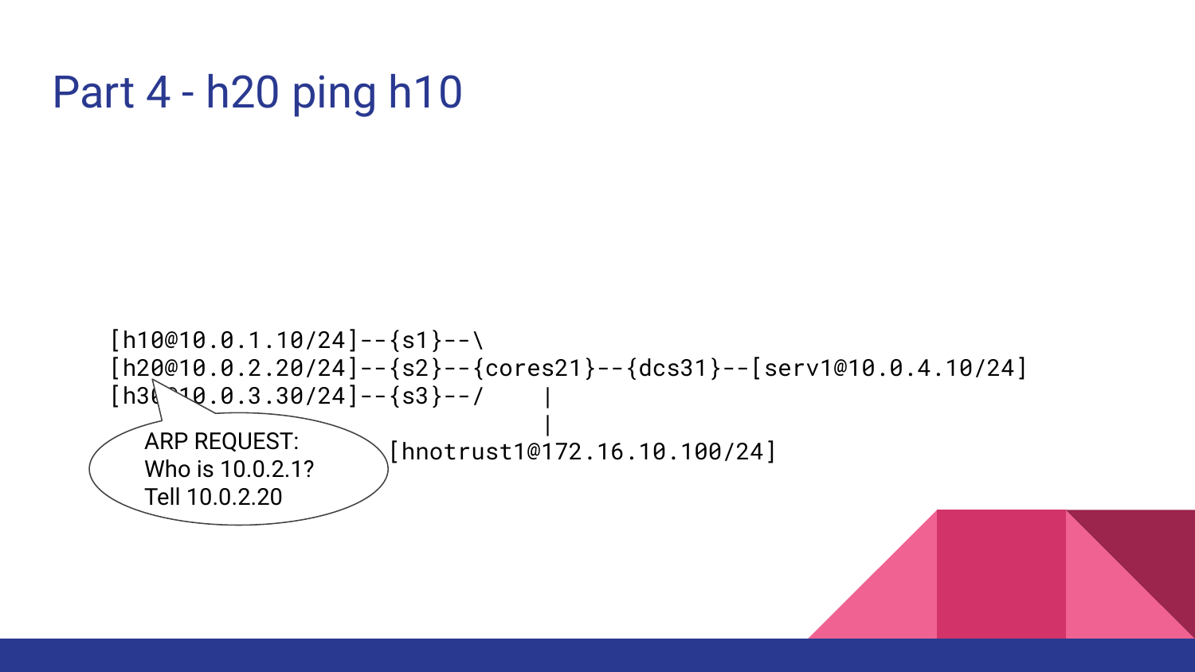# Part 4 - h20 ping h10

```
[h10@10.0.1.10/24]--{s1}--\
[h20@10.0.2.20/24]--{s2}--{cores21}--{dcs31}--[serv1@10.0.4.10/24]
[h30@10.0.3.30/24]--{s3}--/    |
                               |
                     [hnotrust1@172.16.10.100/24]
```

ARP REQUEST:
Who is 10.0.2.1?
Tell 10.0.2.20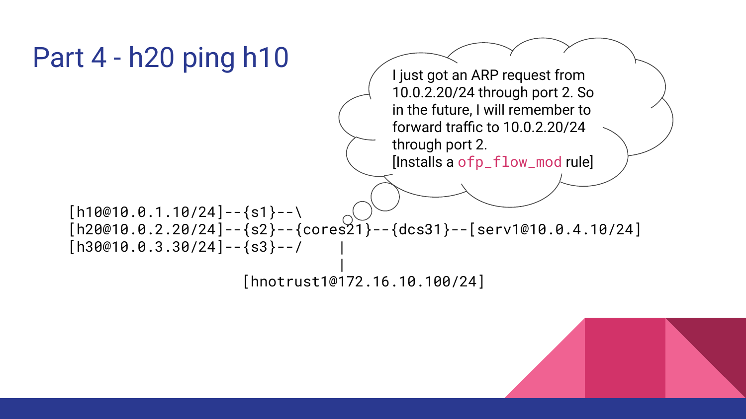# Part 4 - h20 ping h10

I just got an ARP request from 10.0.2.20/24 through port 2. So in the future, I will remember to forward traffic to 10.0.2.20/24 through port 2.
[Installs a `ofp_flow_mod` rule]

```
[h10@10.0.1.10/24]--{s1}--\
[h20@10.0.2.20/24]--{s2}--{cores21}--{dcs31}--[serv1@10.0.4.10/24]
[h30@10.0.3.30/24]--{s3}--/    |
                               |
                  [hnotrust1@172.16.10.100/24]
```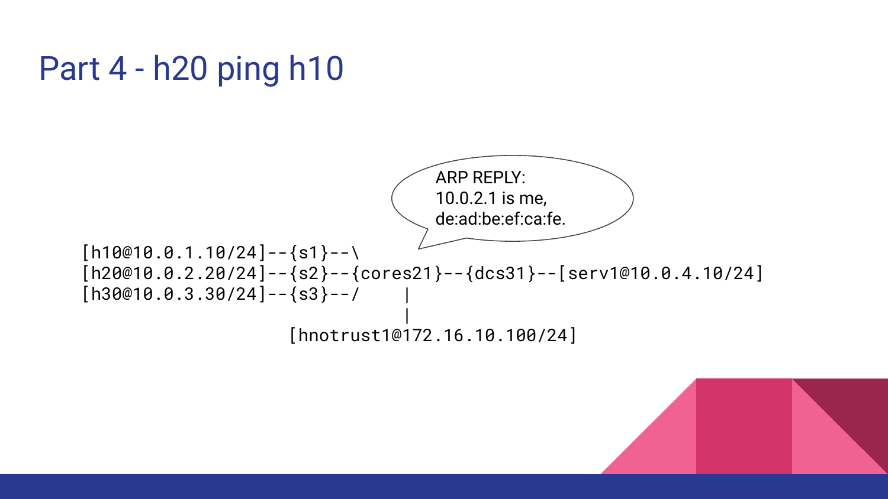# Part 4 - h20 ping h10

ARP REPLY:
10.0.2.1 is me,
de:ad:be:ef:ca:fe.

```
[h10@10.0.1.10/24]--{s1}--\
[h20@10.0.2.20/24]--{s2}--{cores21}--{dcs31}--[serv1@10.0.4.10/24]
[h30@10.0.3.30/24]--{s3}--/    |
                               |
                    [hnotrust1@172.16.10.100/24]
```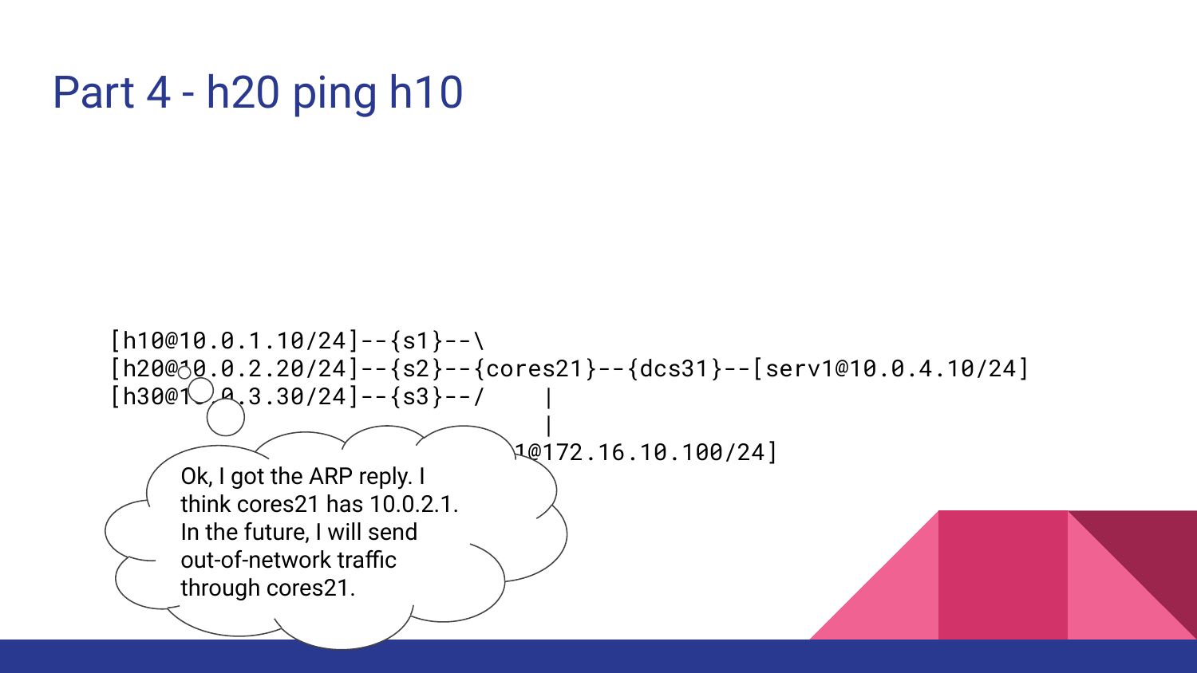# Part 4 - h20 ping h10

```
[h10@10.0.1.10/24]--{s1}--\
[h20@10.0.2.20/24]--{s2}--{cores21}--{dcs31}--[serv1@10.0.4.10/24]
[h30@10.0.3.30/24]--{s3}--/    |
                               |
                     1@172.16.10.100/24]
```

Ok, I got the ARP reply. I think cores21 has 10.0.2.1. In the future, I will send out-of-network traffic through cores21.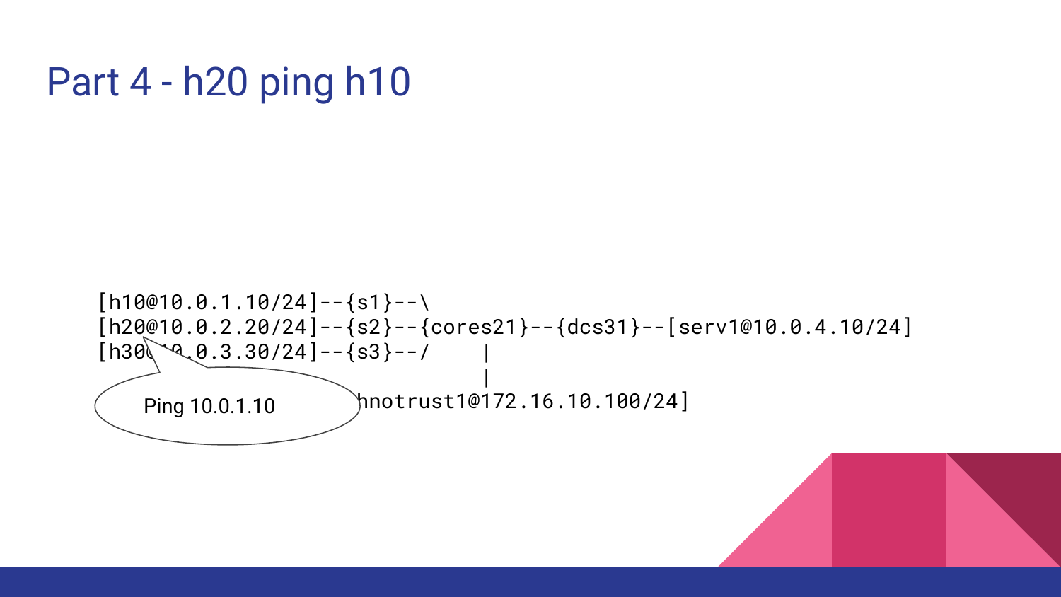# Part 4 - h20 ping h10

```
[h10@10.0.1.10/24]--{s1}--\
[h20@10.0.2.20/24]--{s2}--{cores21}--{dcs31}--[serv1@10.0.4.10/24]
[h30@10.0.3.30/24]--{s3}--/    |
                               |
                    [hnotrust1@172.16.10.100/24]
```

Ping 10.0.1.10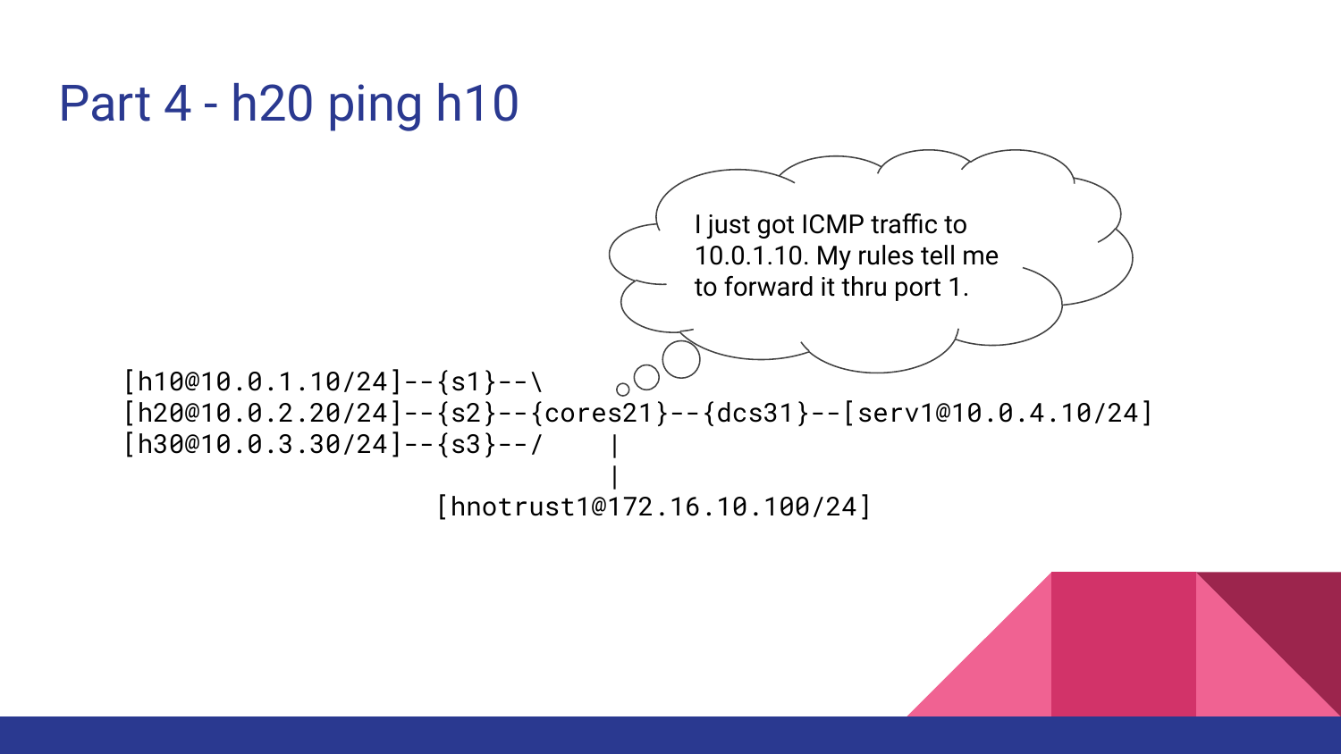# Part 4 - h20 ping h10

I just got ICMP traffic to 10.0.1.10. My rules tell me to forward it thru port 1.

```
[h10@10.0.1.10/24]--{s1}--\
[h20@10.0.2.20/24]--{s2}--{cores21}--{dcs31}--[serv1@10.0.4.10/24]
[h30@10.0.3.30/24]--{s3}--/    |
                               |
                      [hnotrust1@172.16.10.100/24]
```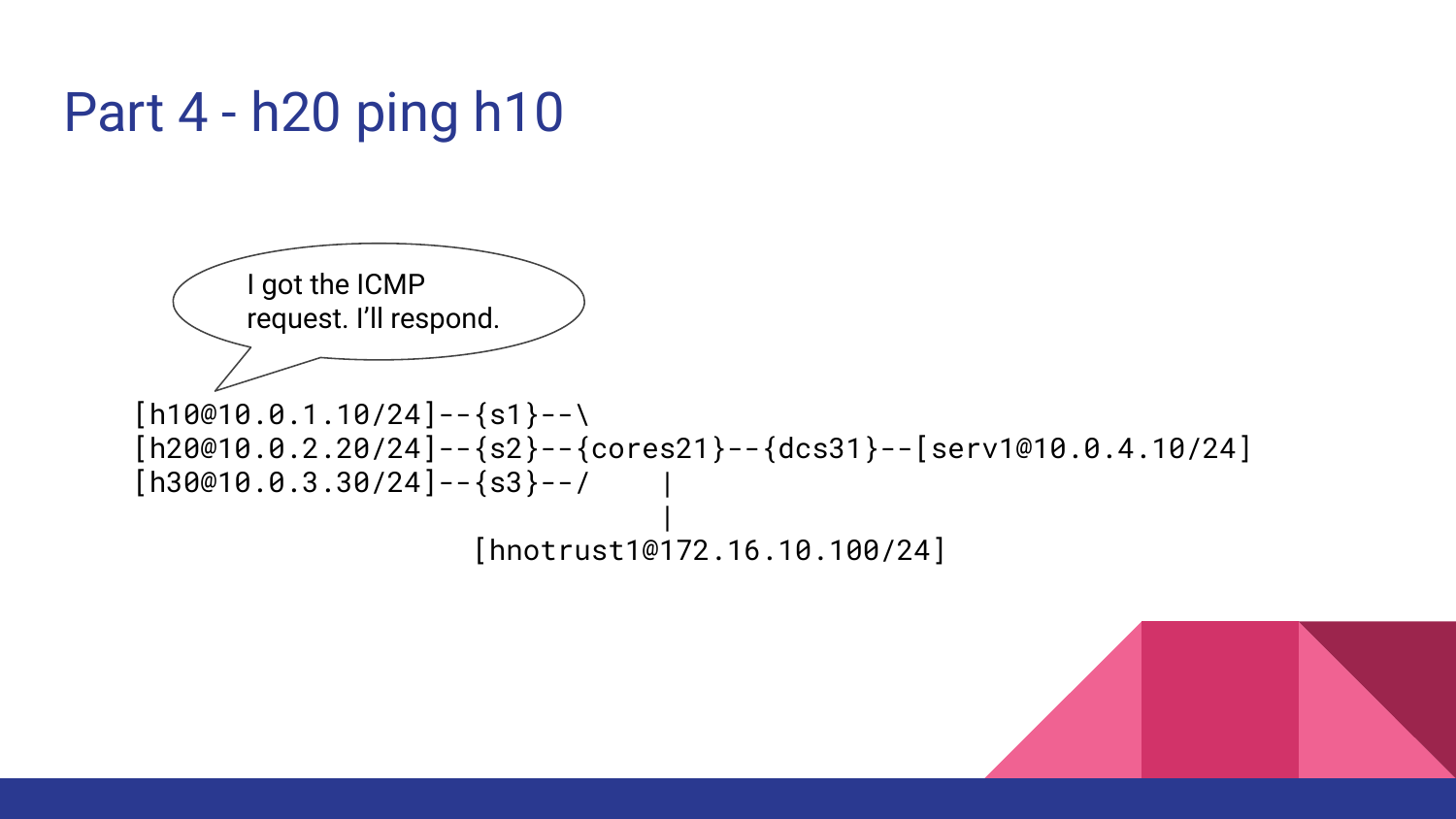# Part 4 - h20 ping h10

I got the ICMP request. I'll respond.

```
[h10@10.0.1.10/24]--{s1}--\
[h20@10.0.2.20/24]--{s2}--{cores21}--{dcs31}--[serv1@10.0.4.10/24]
[h30@10.0.3.30/24]--{s3}--/     |
                                |
                       [hnotrust1@172.16.10.100/24]
```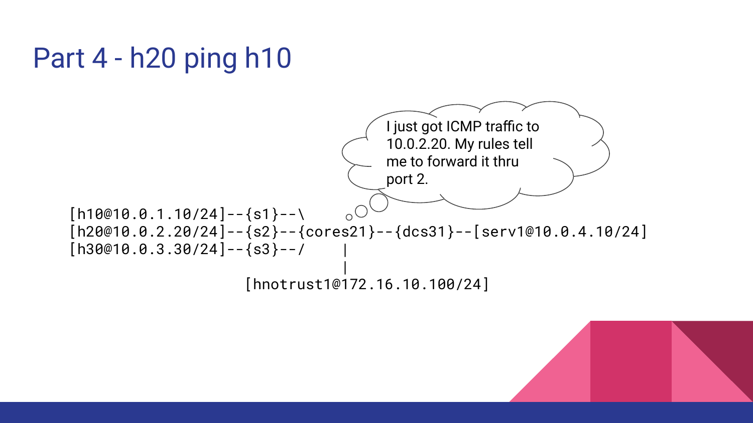# Part 4 - h20 ping h10

I just got ICMP traffic to 10.0.2.20. My rules tell me to forward it thru port 2.

```
[h10@10.0.1.10/24]--{s1}--\
[h20@10.0.2.20/24]--{s2}--{cores21}--{dcs31}--[serv1@10.0.4.10/24]
[h30@10.0.3.30/24]--{s3}--/     |
                                |
                    [hnotrust1@172.16.10.100/24]
```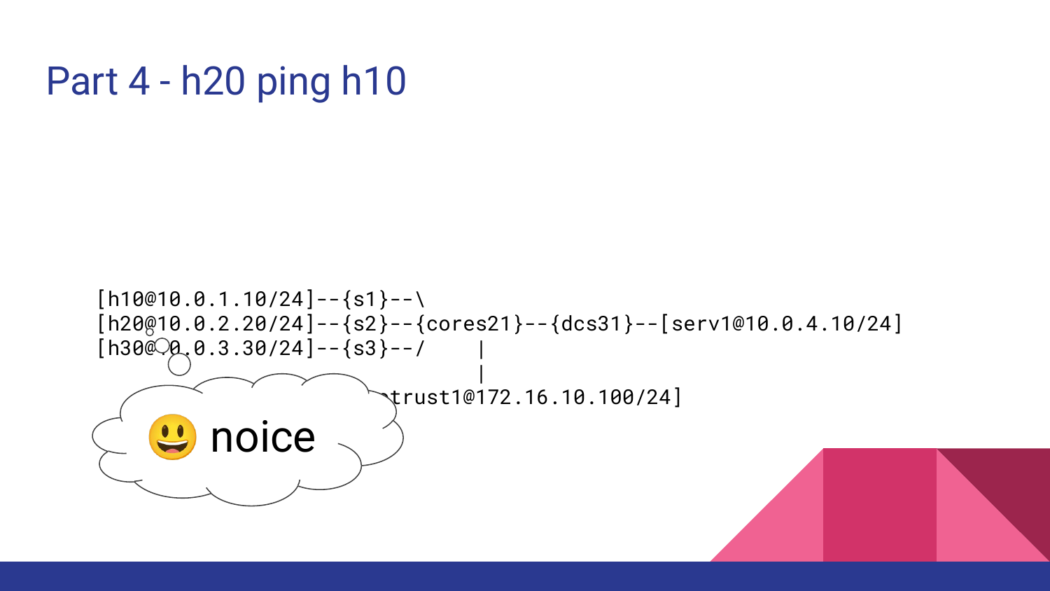# Part 4 - h20 ping h10

```
[h10@10.0.1.10/24]--{s1}--\
[h20@10.0.2.20/24]--{s2}--{cores21}--{dcs31}--[serv1@10.0.4.10/24]
[h30@10.0.3.30/24]--{s3}--/    |
                               |
                        [untrust1@172.16.10.100/24]
```

😃 noice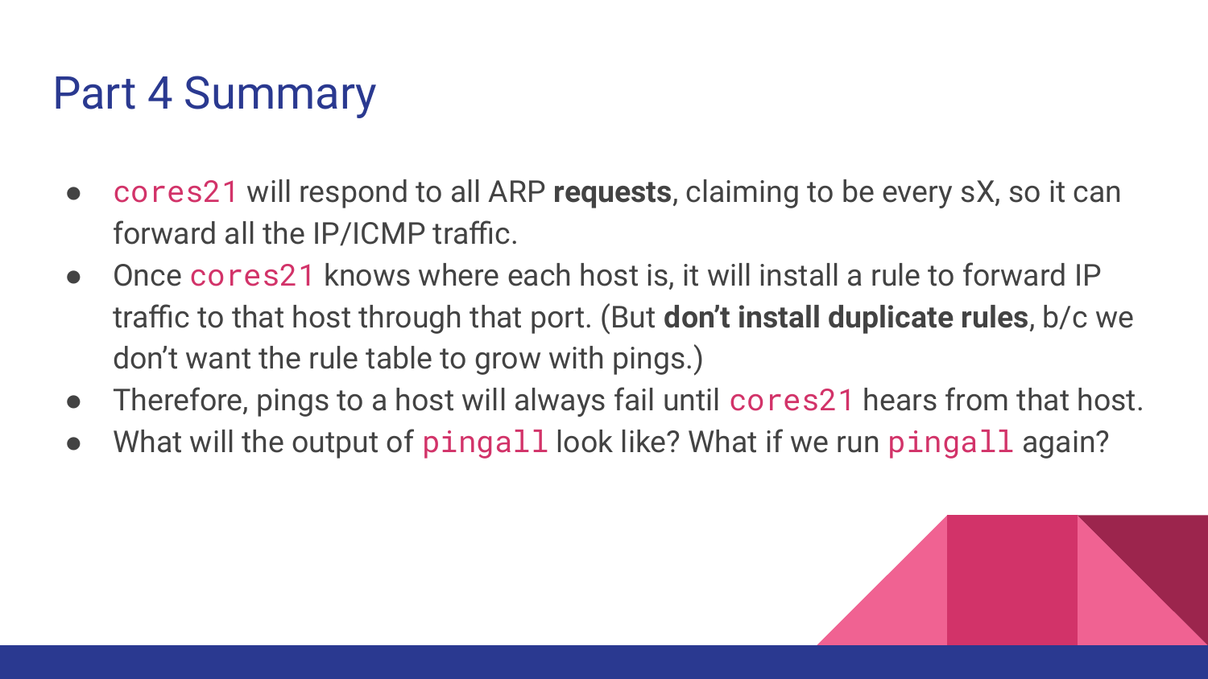# Part 4 Summary

- `cores21` will respond to all ARP **requests**, claiming to be every sX, so it can forward all the IP/ICMP traffic.
- Once `cores21` knows where each host is, it will install a rule to forward IP traffic to that host through that port. (But **don't install duplicate rules**, b/c we don't want the rule table to grow with pings.)
- Therefore, pings to a host will always fail until `cores21` hears from that host.
- What will the output of `pingall` look like? What if we run `pingall` again?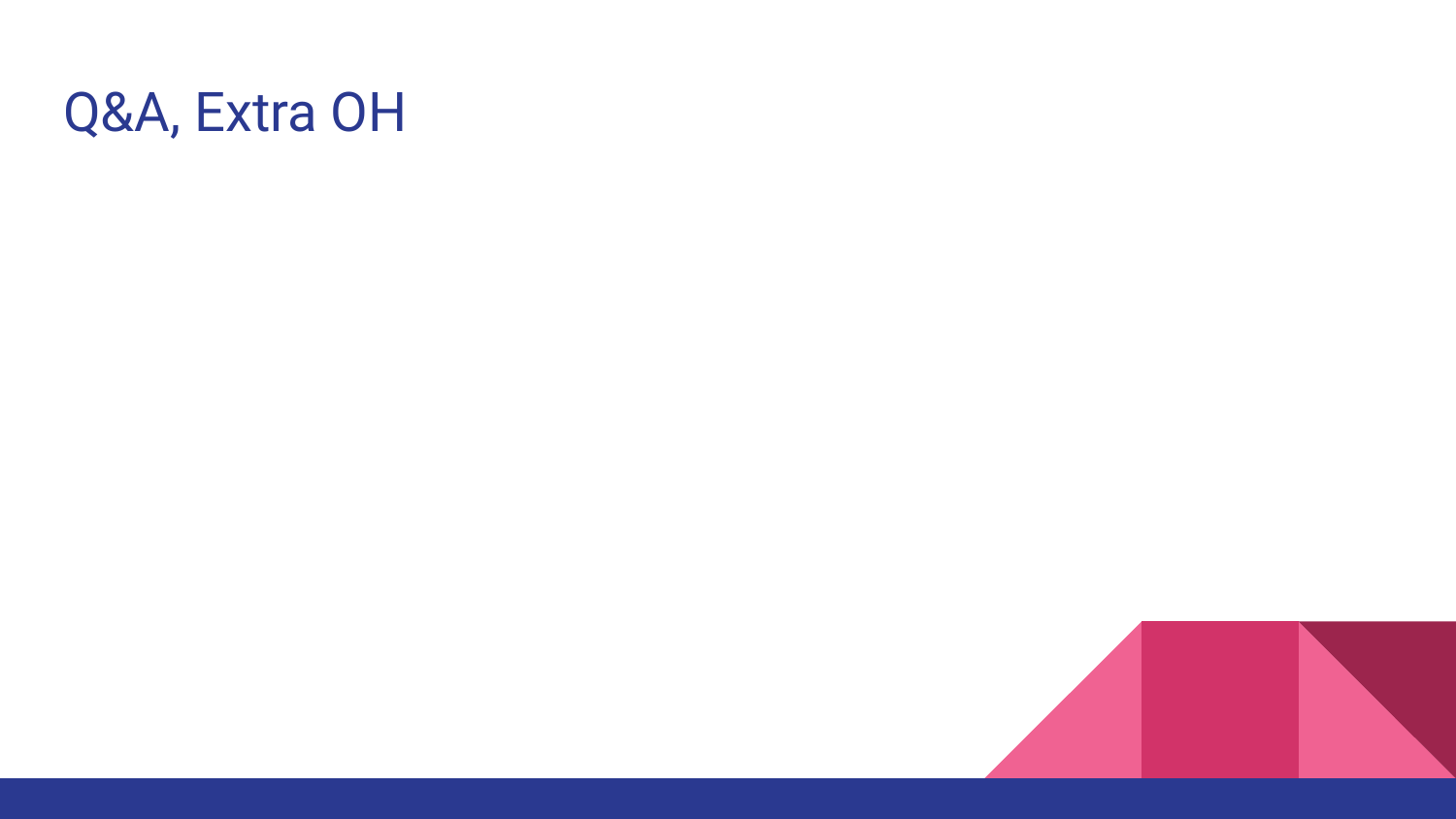# Q&A, Extra OH